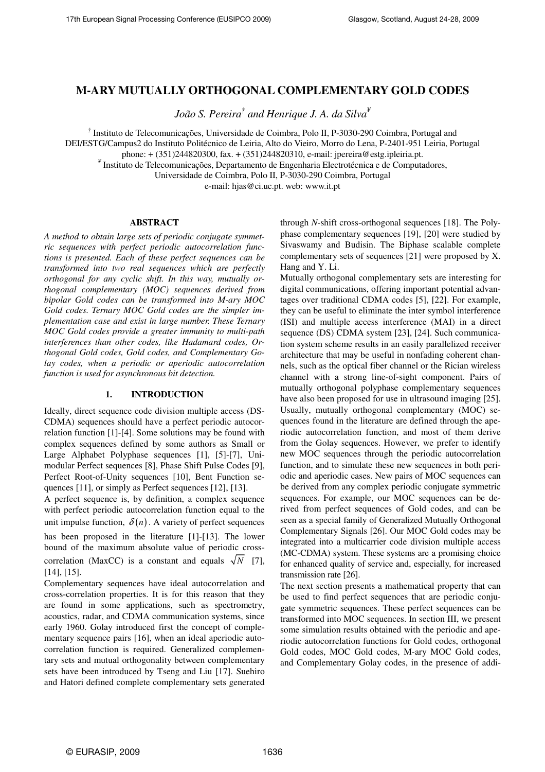# M-ARY MUTUALLY ORTHOGONAL COMPLEMENTARY GOLD CODES

*João S. Pereira*[†] *and Henrique J. A. da Silva*[¥]

[†] Instituto de Telecomunicações, Universidade de Coimbra, Polo II, P-3030-290 Coimbra, Portugal and DEI/ESTG/Campus2 do Instituto Politécnico de Leiria, Alto do Vieiro, Morro do Lena, P-2401-951 Leiria, Portugal
phone: + (351)244820300, fax. + (351)244820310, e-mail: jpereira@estg.ipleiria.pt.
[¥] Instituto de Telecomunicações, Departamento de Engenharia Electrotécnica e de Computadores, Universidade de Coimbra, Polo II, P-3030-290 Coimbra, Portugal
e-mail: hjas@ci.uc.pt. web: www.it.pt

## ABSTRACT

*A method to obtain large sets of periodic conjugate symmetric sequences with perfect periodic autocorrelation functions is presented. Each of these perfect sequences can be transformed into two real sequences which are perfectly orthogonal for any cyclic shift. In this way, mutually orthogonal complementary (MOC) sequences derived from bipolar Gold codes can be transformed into M-ary MOC Gold codes. Ternary MOC Gold codes are the simpler implementation case and exist in large number. These Ternary MOC Gold codes provide a greater immunity to multi-path interferences than other codes, like Hadamard codes, Orthogonal Gold codes, Gold codes, and Complementary Golay codes, when a periodic or aperiodic autocorrelation function is used for asynchronous bit detection.*

## 1. INTRODUCTION

Ideally, direct sequence code division multiple access (DS-CDMA) sequences should have a perfect periodic autocorrelation function [1]-[4]. Some solutions may be found with complex sequences defined by some authors as Small or Large Alphabet Polyphase sequences [1], [5]-[7], Unimodular Perfect sequences [8], Phase Shift Pulse Codes [9], Perfect Root-of-Unity sequences [10], Bent Function sequences [11], or simply as Perfect sequences [12], [13].

A perfect sequence is, by definition, a complex sequence with perfect periodic autocorrelation function equal to the unit impulse function, $\delta(n)$. A variety of perfect sequences has been proposed in the literature [1]-[13]. The lower bound of the maximum absolute value of periodic cross-correlation (MaxCC) is a constant and equals $\sqrt{N}$ [7], [14], [15].

Complementary sequences have ideal autocorrelation and cross-correlation properties. It is for this reason that they are found in some applications, such as spectrometry, acoustics, radar, and CDMA communication systems, since early 1960. Golay introduced first the concept of complementary sequence pairs [16], when an ideal aperiodic autocorrelation function is required. Generalized complementary sets and mutual orthogonality between complementary sets have been introduced by Tseng and Liu [17]. Suehiro and Hatori defined complete complementary sets generated through *N*-shift cross-orthogonal sequences [18]. The Polyphase complementary sequences [19], [20] were studied by Sivaswamy and Budisin. The Biphase scalable complete complementary sets of sequences [21] were proposed by X. Hang and Y. Li.

Mutually orthogonal complementary sets are interesting for digital communications, offering important potential advantages over traditional CDMA codes [5], [22]. For example, they can be useful to eliminate the inter symbol interference (ISI) and multiple access interference (MAI) in a direct sequence (DS) CDMA system [23], [24]. Such communication system scheme results in an easily parallelized receiver architecture that may be useful in nonfading coherent channels, such as the optical fiber channel or the Rician wireless channel with a strong line-of-sight component. Pairs of mutually orthogonal polyphase complementary sequences have also been proposed for use in ultrasound imaging [25]. Usually, mutually orthogonal complementary (MOC) sequences found in the literature are defined through the aperiodic autocorrelation function, and most of them derive from the Golay sequences. However, we prefer to identify new MOC sequences through the periodic autocorrelation function, and to simulate these new sequences in both periodic and aperiodic cases. New pairs of MOC sequences can be derived from any complex periodic conjugate symmetric sequences. For example, our MOC sequences can be derived from perfect sequences of Gold codes, and can be seen as a special family of Generalized Mutually Orthogonal Complementary Signals [26]. Our MOC Gold codes may be integrated into a multicarrier code division multiple access (MC-CDMA) system. These systems are a promising choice for enhanced quality of service and, especially, for increased transmission rate [26].

The next section presents a mathematical property that can be used to find perfect sequences that are periodic conjugate symmetric sequences. These perfect sequences can be transformed into MOC sequences. In section III, we present some simulation results obtained with the periodic and aperiodic autocorrelation functions for Gold codes, orthogonal Gold codes, MOC Gold codes, M-ary MOC Gold codes, and Complementary Golay codes, in the presence of addi-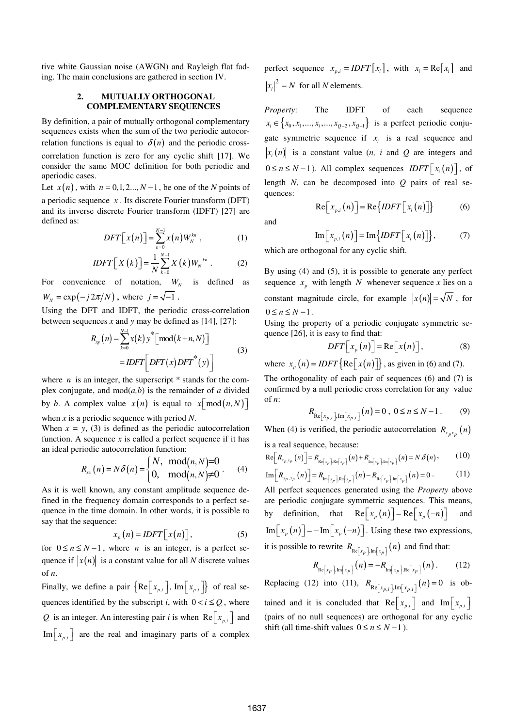tive white Gaussian noise (AWGN) and Rayleigh flat fading. The main conclusions are gathered in section IV.

## 2. MUTUALLY ORTHOGONAL COMPLEMENTARY SEQUENCES

By definition, a pair of mutually orthogonal complementary sequences exists when the sum of the two periodic autocorrelation functions is equal to $\delta(n)$ and the periodic cross-correlation function is zero for any cyclic shift [17]. We consider the same MOC definition for both periodic and aperiodic cases.

Let $x(n)$, with $n = 0,1,2...,N-1$, be one of the $N$ points of a periodic sequence $x$. Its discrete Fourier transform (DFT) and its inverse discrete Fourier transform (IDFT) [27] are defined as:

$$DFT\left[x(n)\right] = \sum_{n=0}^{N-1} x(n) W_N^{kn}, \tag{1}$$

$$IDFT\left[X(k)\right] = \frac{1}{N}\sum_{k=0}^{N-1} X(k) W_N^{-kn}. \tag{2}$$

For convenience of notation, $W_N$ is defined as $W_N = \exp(-j2\pi/N)$, where $j = \sqrt{-1}$.

Using the DFT and IDFT, the periodic cross-correlation between sequences $x$ and $y$ may be defined as [14], [27]:

$$\begin{aligned} R_{xy}(n) &= \sum_{k=0}^{N-1} x(k)\, y^*\left[\mathrm{mod}(k+n,N)\right] \\ &= IDFT\left[DFT(x)\, DFT^*(y)\right] \end{aligned} \tag{3}$$

where $n$ is an integer, the superscript * stands for the complex conjugate, and mod($a$,$b$) is the remainder of $a$ divided by $b$. A complex value $x(n)$ is equal to $x\left[\mathrm{mod}(n,N)\right]$ when $x$ is a periodic sequence with period $N$.

When $x = y$, (3) is defined as the periodic autocorrelation function. A sequence $x$ is called a perfect sequence if it has an ideal periodic autocorrelation function:

$$R_{xx}(n) = N\delta(n) = \begin{cases} N, & \mathrm{mod}(n,N)=0 \\ 0, & \mathrm{mod}(n,N)\neq 0 \end{cases}. \tag{4}$$

As it is well known, any constant amplitude sequence defined in the frequency domain corresponds to a perfect sequence in the time domain. In other words, it is possible to say that the sequence:

$$x_p(n) = IDFT\left[x(n)\right], \tag{5}$$

for $0 \le n \le N-1$, where $n$ is an integer, is a perfect sequence if $|x(n)|$ is a constant value for all $N$ discrete values of $n$.

Finally, we define a pair $\left\{\mathrm{Re}\left[x_{p,i}\right], \mathrm{Im}\left[x_{p,i}\right]\right\}$ of real sequences identified by the subscript $i$, with $0 < i \le Q$, where $Q$ is an integer. An interesting pair $i$ is when $\mathrm{Re}\left[x_{p,i}\right]$ and $\mathrm{Im}\left[x_{p,i}\right]$ are the real and imaginary parts of a complex perfect sequence $x_{p,i} = IDFT\left[x_i\right]$, with $x_i = \mathrm{Re}\left[x_i\right]$ and $|x_i|^2 = N$ for all $N$ elements.

*Property*: The IDFT of each sequence $x_i \in \left\{x_0, x_1, ..., x_i, ..., x_{Q-2}, x_{Q-1}\right\}$ is a perfect periodic conjugate symmetric sequence if $x_i$ is a real sequence and $|x_i(n)|$ is a constant value ($n$, $i$ and $Q$ are integers and $0 \le n \le N-1$). All complex sequences $IDFT\left[x_i(n)\right]$, of length $N$, can be decomposed into $Q$ pairs of real sequences:

$$\mathrm{Re}\left[x_{p,i}(n)\right] = \mathrm{Re}\left\{IDFT\left[x_i(n)\right]\right\} \tag{6}$$

and

$$\mathrm{Im}\left[x_{p,i}(n)\right] = \mathrm{Im}\left\{IDFT\left[x_i(n)\right]\right\}, \tag{7}$$

which are orthogonal for any cyclic shift.

By using (4) and (5), it is possible to generate any perfect sequence $x_p$ with length $N$ whenever sequence $x$ lies on a constant magnitude circle, for example $|x(n)| = \sqrt{N}$, for $0 \le n \le N-1$.

Using the property of a periodic conjugate symmetric sequence [26], it is easy to find that:

$$DFT\left[x_p(n)\right] = \mathrm{Re}\left[x(n)\right], \tag{8}$$

where $x_p(n) = IDFT\left\{\mathrm{Re}\left[x(n)\right]\right\}$, as given in (6) and (7).

The orthogonality of each pair of sequences (6) and (7) is confirmed by a null periodic cross correlation for any value of $n$:

$$R_{\mathrm{Re}\left[x_{p,i}\right],\mathrm{Im}\left[x_{p,i}\right]}(n) = 0, \; 0 \le n \le N-1. \tag{9}$$

When (4) is verified, the periodic autocorrelation $R_{x_p x_p}(n)$ is a real sequence, because:

$$\mathrm{Re}\left[R_{x_p,x_p}(n)\right] = R_{\mathrm{Re}\left[x_p\right],\mathrm{Re}\left[x_p\right]}(n) + R_{\mathrm{Im}\left[x_p\right],\mathrm{Im}\left[x_p\right]}(n) = N.\delta(n), \tag{10}$$

$$\mathrm{Im}\left[R_{x_p,x_p}(n)\right] = R_{\mathrm{Im}\left[x_p\right],\mathrm{Re}\left[x_p\right]}(n) - R_{\mathrm{Re}\left[x_p\right],\mathrm{Im}\left[x_p\right]}(n) = 0. \tag{11}$$

All perfect sequences generated using the *Property* above are periodic conjugate symmetric sequences. This means, by definition, that $\mathrm{Re}\left[x_p(n)\right] = \mathrm{Re}\left[x_p(-n)\right]$ and $\mathrm{Im}\left[x_p(n)\right] = -\mathrm{Im}\left[x_p(-n)\right]$. Using these two expressions, it is possible to rewrite $R_{\mathrm{Re}\left[x_p\right],\mathrm{Im}\left[x_p\right]}(n)$ and find that:

$$R_{\mathrm{Re}\left[x_p\right],\mathrm{Im}\left[x_p\right]}(n) = -R_{\mathrm{Im}\left[x_p\right],\mathrm{Re}\left[x_p\right]}(n). \tag{12}$$

Replacing (12) into (11), $R_{\mathrm{Re}\left[x_{p,i}\right],\mathrm{Im}\left[x_{p,i}\right]}(n) = 0$ is obtained and it is concluded that $\mathrm{Re}\left[x_{p,i}\right]$ and $\mathrm{Im}\left[x_{p,i}\right]$ (pairs of no null sequences) are orthogonal for any cyclic shift (all time-shift values $0 \le n \le N-1$).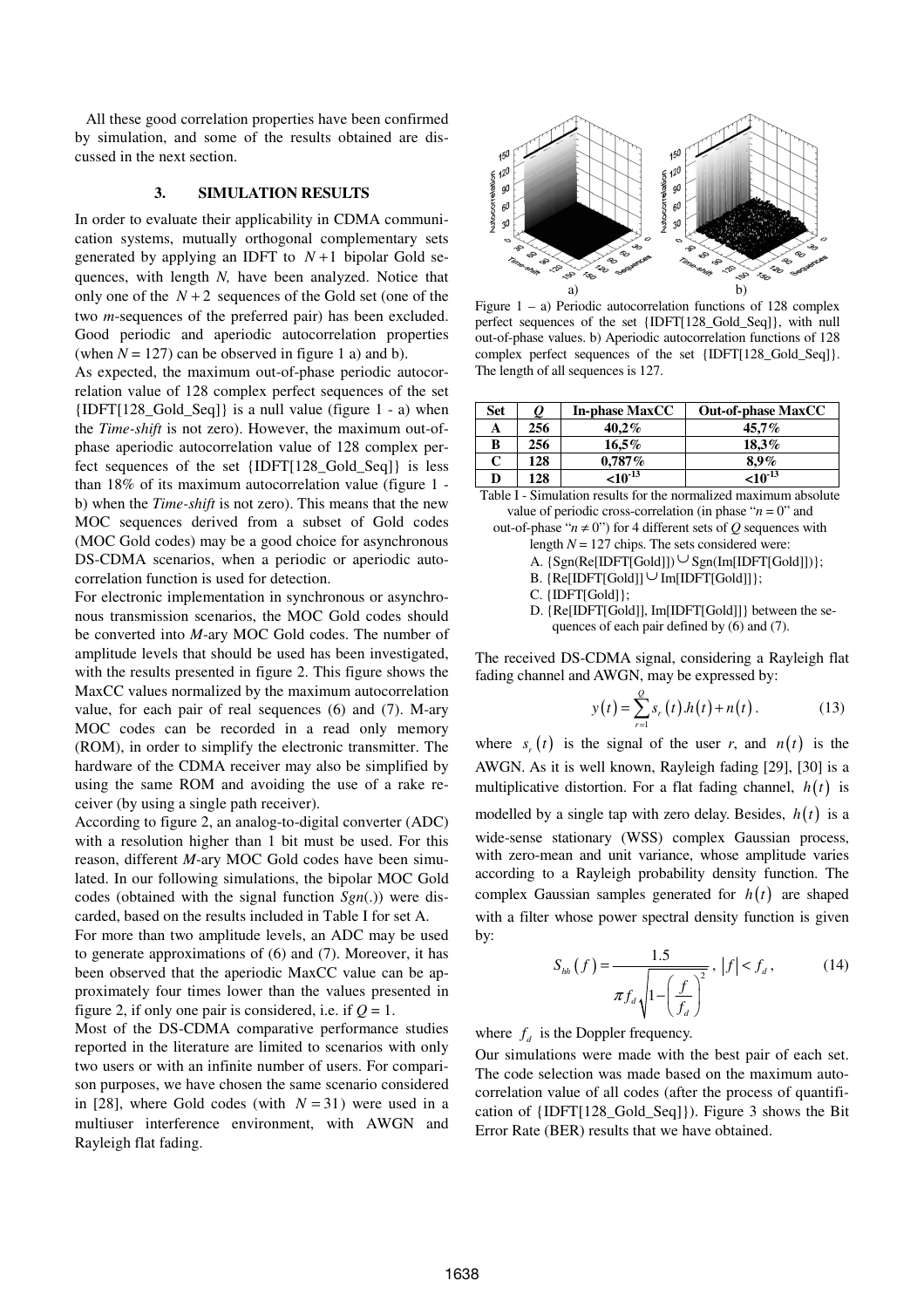All these good correlation properties have been confirmed by simulation, and some of the results obtained are discussed in the next section.

## 3. SIMULATION RESULTS

In order to evaluate their applicability in CDMA communication systems, mutually orthogonal complementary sets generated by applying an IDFT to $N+1$ bipolar Gold sequences, with length $N$, have been analyzed. Notice that only one of the $N+2$ sequences of the Gold set (one of the two $m$-sequences of the preferred pair) has been excluded. Good periodic and aperiodic autocorrelation properties (when $N = 127$) can be observed in figure 1 a) and b).

As expected, the maximum out-of-phase periodic autocorrelation value of 128 complex perfect sequences of the set {IDFT[128_Gold_Seq]} is a null value (figure 1 - a) when the *Time-shift* is not zero). However, the maximum out-of-phase aperiodic autocorrelation value of 128 complex perfect sequences of the set {IDFT[128_Gold_Seq]} is less than 18% of its maximum autocorrelation value (figure 1 - b) when the *Time-shift* is not zero). This means that the new MOC sequences derived from a subset of Gold codes (MOC Gold codes) may be a good choice for asynchronous DS-CDMA scenarios, when a periodic or aperiodic autocorrelation function is used for detection.

For electronic implementation in synchronous or asynchronous transmission scenarios, the MOC Gold codes should be converted into $M$-ary MOC Gold codes. The number of amplitude levels that should be used has been investigated, with the results presented in figure 2. This figure shows the MaxCC values normalized by the maximum autocorrelation value, for each pair of real sequences (6) and (7). M-ary MOC codes can be recorded in a read only memory (ROM), in order to simplify the electronic transmitter. The hardware of the CDMA receiver may also be simplified by using the same ROM and avoiding the use of a rake receiver (by using a single path receiver).

According to figure 2, an analog-to-digital converter (ADC) with a resolution higher than 1 bit must be used. For this reason, different $M$-ary MOC Gold codes have been simulated. In our following simulations, the bipolar MOC Gold codes (obtained with the signal function $Sgn(.)$) were discarded, based on the results included in Table I for set A.

For more than two amplitude levels, an ADC may be used to generate approximations of (6) and (7). Moreover, it has been observed that the aperiodic MaxCC value can be approximately four times lower than the values presented in figure 2, if only one pair is considered, i.e. if $Q = 1$.

Most of the DS-CDMA comparative performance studies reported in the literature are limited to scenarios with only two users or with an infinite number of users. For comparison purposes, we have chosen the same scenario considered in [28], where Gold codes (with $N = 31$) were used in a multiuser interference environment, with AWGN and Rayleigh flat fading.

Figure 1 – a) Periodic autocorrelation functions of 128 complex perfect sequences of the set {IDFT[128_Gold_Seq]}, with null out-of-phase values. b) Aperiodic autocorrelation functions of 128 complex perfect sequences of the set {IDFT[128_Gold_Seq]}. The length of all sequences is 127.

| Set | $Q$ | In-phase MaxCC | Out-of-phase MaxCC |
|---|---|---|---|
| A | 256 | 40,2% | 45,7% |
| B | 256 | 16,5% | 18,3% |
| C | 128 | 0,787% | 8,9% |
| D | 128 | $<10^{-13}$ | $<10^{-13}$ |

Table I - Simulation results for the normalized maximum absolute value of periodic cross-correlation (in phase "$n = 0$" and out-of-phase "$n \neq 0$") for 4 different sets of $Q$ sequences with length $N = 127$ chips. The sets considered were:

A. {Sgn(Re[IDFT[Gold]]) $\cup$ Sgn(Im[IDFT[Gold]])};
B. {Re[IDFT[Gold]] $\cup$ Im[IDFT[Gold]]};
C. {IDFT[Gold]};
D. {Re[IDFT[Gold]], Im[IDFT[Gold]]} between the sequences of each pair defined by (6) and (7).

The received DS-CDMA signal, considering a Rayleigh flat fading channel and AWGN, may be expressed by:

$$y(t) = \sum_{r=1}^{Q} s_r(t).h(t) + n(t). \tag{13}$$

where $s_r(t)$ is the signal of the user $r$, and $n(t)$ is the AWGN. As it is well known, Rayleigh fading [29], [30] is a multiplicative distortion. For a flat fading channel, $h(t)$ is modelled by a single tap with zero delay. Besides, $h(t)$ is a wide-sense stationary (WSS) complex Gaussian process, with zero-mean and unit variance, whose amplitude varies according to a Rayleigh probability density function. The complex Gaussian samples generated for $h(t)$ are shaped with a filter whose power spectral density function is given by:

$$S_{hh}(f) = \frac{1.5}{\pi f_d \sqrt{1-\left(\frac{f}{f_d}\right)^2}}, \ |f| < f_d, \tag{14}$$

where $f_d$ is the Doppler frequency.

Our simulations were made with the best pair of each set. The code selection was made based on the maximum autocorrelation value of all codes (after the process of quantification of {IDFT[128_Gold_Seq]}). Figure 3 shows the Bit Error Rate (BER) results that we have obtained.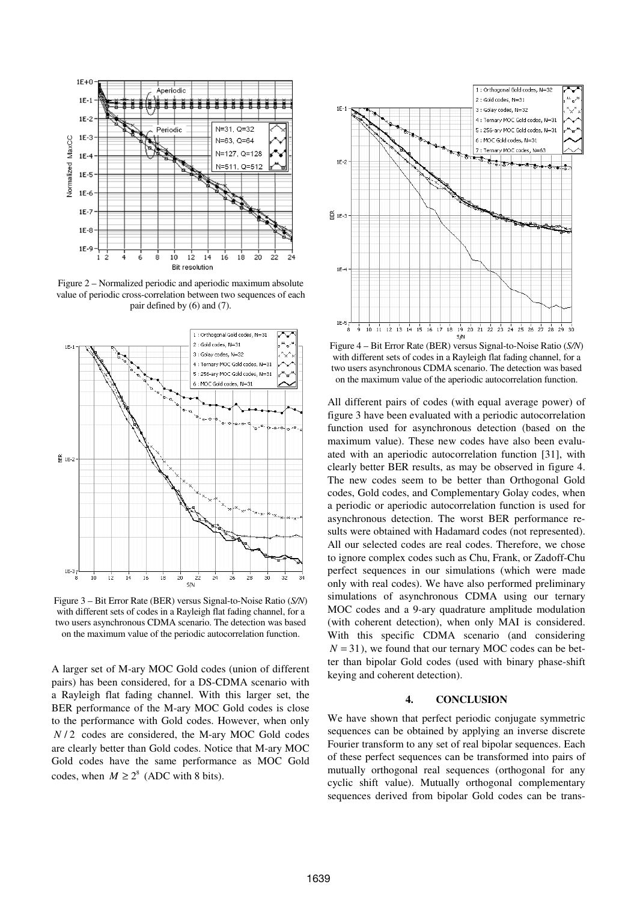Figure 2 – Normalized periodic and aperiodic maximum absolute value of periodic cross-correlation between two sequences of each pair defined by (6) and (7).

Figure 3 – Bit Error Rate (BER) versus Signal-to-Noise Ratio (*S/N*) with different sets of codes in a Rayleigh flat fading channel, for a two users asynchronous CDMA scenario. The detection was based on the maximum value of the periodic autocorrelation function.

A larger set of M-ary MOC Gold codes (union of different pairs) has been considered, for a DS-CDMA scenario with a Rayleigh flat fading channel. With this larger set, the BER performance of the M-ary MOC Gold codes is close to the performance with Gold codes. However, when only $N/2$ codes are considered, the M-ary MOC Gold codes are clearly better than Gold codes. Notice that M-ary MOC Gold codes have the same performance as MOC Gold codes, when $M \geq 2^8$ (ADC with 8 bits).

Figure 4 – Bit Error Rate (BER) versus Signal-to-Noise Ratio (*S/N*) with different sets of codes in a Rayleigh flat fading channel, for a two users asynchronous CDMA scenario. The detection was based on the maximum value of the aperiodic autocorrelation function.

All different pairs of codes (with equal average power) of figure 3 have been evaluated with a periodic autocorrelation function used for asynchronous detection (based on the maximum value). These new codes have also been evaluated with an aperiodic autocorrelation function [31], with clearly better BER results, as may be observed in figure 4. The new codes seem to be better than Orthogonal Gold codes, Gold codes, and Complementary Golay codes, when a periodic or aperiodic autocorrelation function is used for asynchronous detection. The worst BER performance results were obtained with Hadamard codes (not represented). All our selected codes are real codes. Therefore, we chose to ignore complex codes such as Chu, Frank, or Zadoff-Chu perfect sequences in our simulations (which were made only with real codes). We have also performed preliminary simulations of asynchronous CDMA using our ternary MOC codes and a 9-ary quadrature amplitude modulation (with coherent detection), when only MAI is considered. With this specific CDMA scenario (and considering $N = 31$), we found that our ternary MOC codes can be better than bipolar Gold codes (used with binary phase-shift keying and coherent detection).

## 4. CONCLUSION

We have shown that perfect periodic conjugate symmetric sequences can be obtained by applying an inverse discrete Fourier transform to any set of real bipolar sequences. Each of these perfect sequences can be transformed into pairs of mutually orthogonal real sequences (orthogonal for any cyclic shift value). Mutually orthogonal complementary sequences derived from bipolar Gold codes can be trans-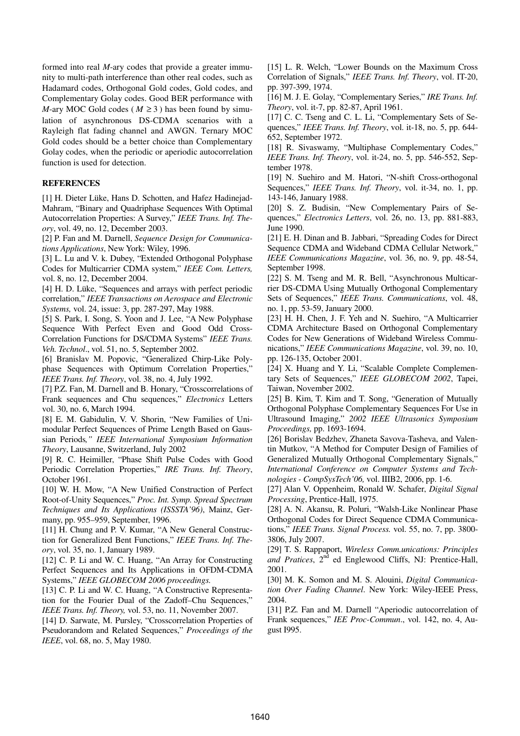formed into real *M*-ary codes that provide a greater immunity to multi-path interference than other real codes, such as Hadamard codes, Orthogonal Gold codes, Gold codes, and Complementary Golay codes. Good BER performance with *M*-ary MOC Gold codes ( $M \geq 3$ ) has been found by simulation of asynchronous DS-CDMA scenarios with a Rayleigh flat fading channel and AWGN. Ternary MOC Gold codes should be a better choice than Complementary Golay codes, when the periodic or aperiodic autocorrelation function is used for detection.

## REFERENCES

[1] H. Dieter Lüke, Hans D. Schotten, and Hafez Hadinejad-Mahram, "Binary and Quadriphase Sequences With Optimal Autocorrelation Properties: A Survey," *IEEE Trans. Inf. Theory*, vol. 49, no. 12, December 2003.

[2] P. Fan and M. Darnell, *Sequence Design for Communications Applications*, New York: Wiley, 1996.

[3] L. Lu and V. k. Dubey, "Extended Orthogonal Polyphase Codes for Multicarrier CDMA system," *IEEE Com. Letters,* vol. 8, no. 12, December 2004.

[4] H. D. Lüke, "Sequences and arrays with perfect periodic correlation," *IEEE Transactions on Aerospace and Electronic Systems,* vol. 24, issue: 3, pp. 287-297, May 1988.

[5] S. Park, I. Song, S. Yoon and J. Lee, "A New Polyphase Sequence With Perfect Even and Good Odd Cross-Correlation Functions for DS/CDMA Systems" *IEEE Trans. Veh. Technol*., vol. 51, no. 5, September 2002.

[6] Branislav M. Popovic, "Generalized Chirp-Like Polyphase Sequences with Optimum Correlation Properties," *IEEE Trans. Inf. Theory*, vol. 38, no. 4, July 1992.

[7] P.Z. Fan, M. Darnell and B. Honary, "Crosscorrelations of Frank sequences and Chu sequences," *Electronics* Letters vol. 30, no. 6, March 1994.

[8] E. M. Gabidulin, V. V. Shorin, "New Families of Unimodular Perfect Sequences of Prime Length Based on Gaussian Periods*," IEEE International Symposium Information Theory*, Lausanne, Switzerland, July 2002

[9] R. C. Heimiller, "Phase Shift Pulse Codes with Good Periodic Correlation Properties," *IRE Trans. Inf. Theory*, October 1961.

[10] W. H. Mow, "A New Unified Construction of Perfect Root-of-Unity Sequences," *Proc. Int. Symp. Spread Spectrum Techniques and Its Applications (ISSSTA'96)*, Mainz, Germany, pp. 955–959, September, 1996.

[11] H. Chung and P. V. Kumar, "A New General Construction for Generalized Bent Functions," *IEEE Trans. Inf. Theory*, vol. 35, no. 1, January 1989.

[12] C. P. Li and W. C. Huang, "An Array for Constructing Perfect Sequences and Its Applications in OFDM-CDMA Systems," *IEEE GLOBECOM 2006 proceedings.*

[13] C. P. Li and W. C. Huang, "A Constructive Representation for the Fourier Dual of the Zadoff–Chu Sequences," *IEEE Trans. Inf. Theory,* vol. 53, no. 11, November 2007.

[14] D. Sarwate, M. Pursley, "Crosscorrelation Properties of Pseudorandom and Related Sequences," *Proceedings of the IEEE*, vol. 68, no. 5, May 1980.

[15] L. R. Welch, "Lower Bounds on the Maximum Cross Correlation of Signals," *IEEE Trans. Inf. Theory*, vol. IT-20, pp. 397-399, 1974.

[16] M. J. E. Golay, "Complementary Series," *IRE Trans. Inf. Theory*, vol. it-7, pp. 82-87, April 1961.

[17] C. C. Tseng and C. L. Li, "Complementary Sets of Sequences," *IEEE Trans. Inf. Theory*, vol. it-18, no. 5, pp. 644-652, September 1972.

[18] R. Sivaswamy, "Multiphase Complementary Codes," *IEEE Trans. Inf. Theory*, vol. it-24, no. 5, pp. 546-552, September 1978.

[19] N. Suehiro and M. Hatori, "N-shift Cross-orthogonal Sequences," *IEEE Trans. Inf. Theory*, vol. it-34, no. 1, pp. 143-146, January 1988.

[20] S. Z. Budisin, "New Complementary Pairs of Sequences," *Electronics Letters*, vol. 26, no. 13, pp. 881-883, June 1990.

[21] E. H. Dinan and B. Jabbari, "Spreading Codes for Direct Sequence CDMA and Wideband CDMA Cellular Network," *IEEE Communications Magazine*, vol. 36, no. 9, pp. 48-54, September 1998.

[22] S. M. Tseng and M. R. Bell, "Asynchronous Multicarrier DS-CDMA Using Mutually Orthogonal Complementary Sets of Sequences," *IEEE Trans. Communications*, vol. 48, no. 1, pp. 53-59, January 2000.

[23] H. H. Chen, J. F. Yeh and N. Suehiro, "A Multicarrier CDMA Architecture Based on Orthogonal Complementary Codes for New Generations of Wideband Wireless Communications," *IEEE Communications Magazine*, vol. 39, no. 10, pp. 126-135, October 2001.

[24] X. Huang and Y. Li, "Scalable Complete Complementary Sets of Sequences," *IEEE GLOBECOM 2002*, Tapei, Taiwan, November 2002.

[25] B. Kim, T. Kim and T. Song, "Generation of Mutually Orthogonal Polyphase Complementary Sequences For Use in Ultrasound Imaging," *2002 IEEE Ultrasonics Symposium Proceedings,* pp. 1693-1694.

[26] Borislav Bedzhev, Zhaneta Savova-Tasheva, and Valentin Mutkov, "A Method for Computer Design of Families of Generalized Mutually Orthogonal Complementary Signals," *International Conference on Computer Systems and Technologies - CompSysTech'06,* vol. IIIB2, 2006, pp. 1-6.

[27] Alan V. Oppenheim, Ronald W. Schafer, *Digital Signal Processing*, Prentice-Hall, 1975.

[28] A. N. Akansu, R. Poluri, "Walsh-Like Nonlinear Phase Orthogonal Codes for Direct Sequence CDMA Communications," *IEEE Trans. Signal Process.* vol. 55, no. 7, pp. 3800-3806, July 2007.

[29] T. S. Rappaport, *Wireless Comm.unications: Principles and Pratices*, 2nd ed Englewood Cliffs, NJ: Prentice-Hall, 2001.

[30] M. K. Somon and M. S. Alouini, *Digital Communication Over Fading Channel*. New York: Wiley-IEEE Press, 2004.

[31] P.Z. Fan and M. Darnell "Aperiodic autocorrelation of Frank sequences," *IEE Proc-Commun*., vol. 142, no. 4, August I995.